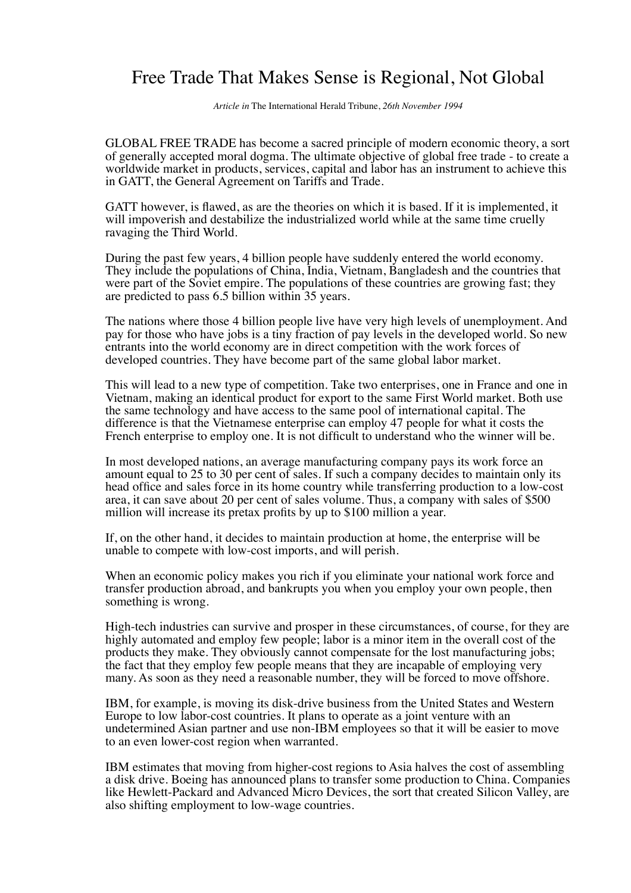# Free Trade That Makes Sense is Regional, Not Global

*Article in* The International Herald Tribune, *26th November 1994*

GLOBAL FREE TRADE has become a sacred principle of modern economic theory, a sort of generally accepted moral dogma. The ultimate objective of global free trade - to create a worldwide market in products, services, capital and labor has an instrument to achieve this in GATT, the General Agreement on Tariffs and Trade.

GATT however, is flawed, as are the theories on which it is based. If it is implemented, it will impoverish and destabilize the industrialized world while at the same time cruelly ravaging the Third World.

During the past few years, 4 billion people have suddenly entered the world economy. They include the populations of China, India, Vietnam, Bangladesh and the countries that were part of the Soviet empire. The populations of these countries are growing fast; they are predicted to pass 6.5 billion within 35 years.

The nations where those 4 billion people live have very high levels of unemployment. And pay for those who have jobs is a tiny fraction of pay levels in the developed world. So new entrants into the world economy are in direct competition with the work forces of developed countries. They have become part of the same global labor market.

This will lead to a new type of competition. Take two enterprises, one in France and one in Vietnam, making an identical product for export to the same First World market. Both use the same technology and have access to the same pool of international capital. The difference is that the Vietnamese enterprise can employ 47 people for what it costs the French enterprise to employ one. It is not difficult to understand who the winner will be.

In most developed nations, an average manufacturing company pays its work force an amount equal to 25 to 30 per cent of sales. If such a company decides to maintain only its head office and sales force in its home country while transferring production to a low-cost area, it can save about 20 per cent of sales volume. Thus, a company with sales of $500 million will increase its pretax profits by up to $100 million a year.

If, on the other hand, it decides to maintain production at home, the enterprise will be unable to compete with low-cost imports, and will perish.

When an economic policy makes you rich if you eliminate your national work force and transfer production abroad, and bankrupts you when you employ your own people, then something is wrong.

High-tech industries can survive and prosper in these circumstances, of course, for they are highly automated and employ few people; labor is a minor item in the overall cost of the products they make. They obviously cannot compensate for the lost manufacturing jobs; the fact that they employ few people means that they are incapable of employing very many. As soon as they need a reasonable number, they will be forced to move offshore.

IBM, for example, is moving its disk-drive business from the United States and Western Europe to low labor-cost countries. It plans to operate as a joint venture with an undetermined Asian partner and use non-IBM employees so that it will be easier to move to an even lower-cost region when warranted.

IBM estimates that moving from higher-cost regions to Asia halves the cost of assembling a disk drive. Boeing has announced plans to transfer some production to China. Companies like Hewlett-Packard and Advanced Micro Devices, the sort that created Silicon Valley, are also shifting employment to low-wage countries.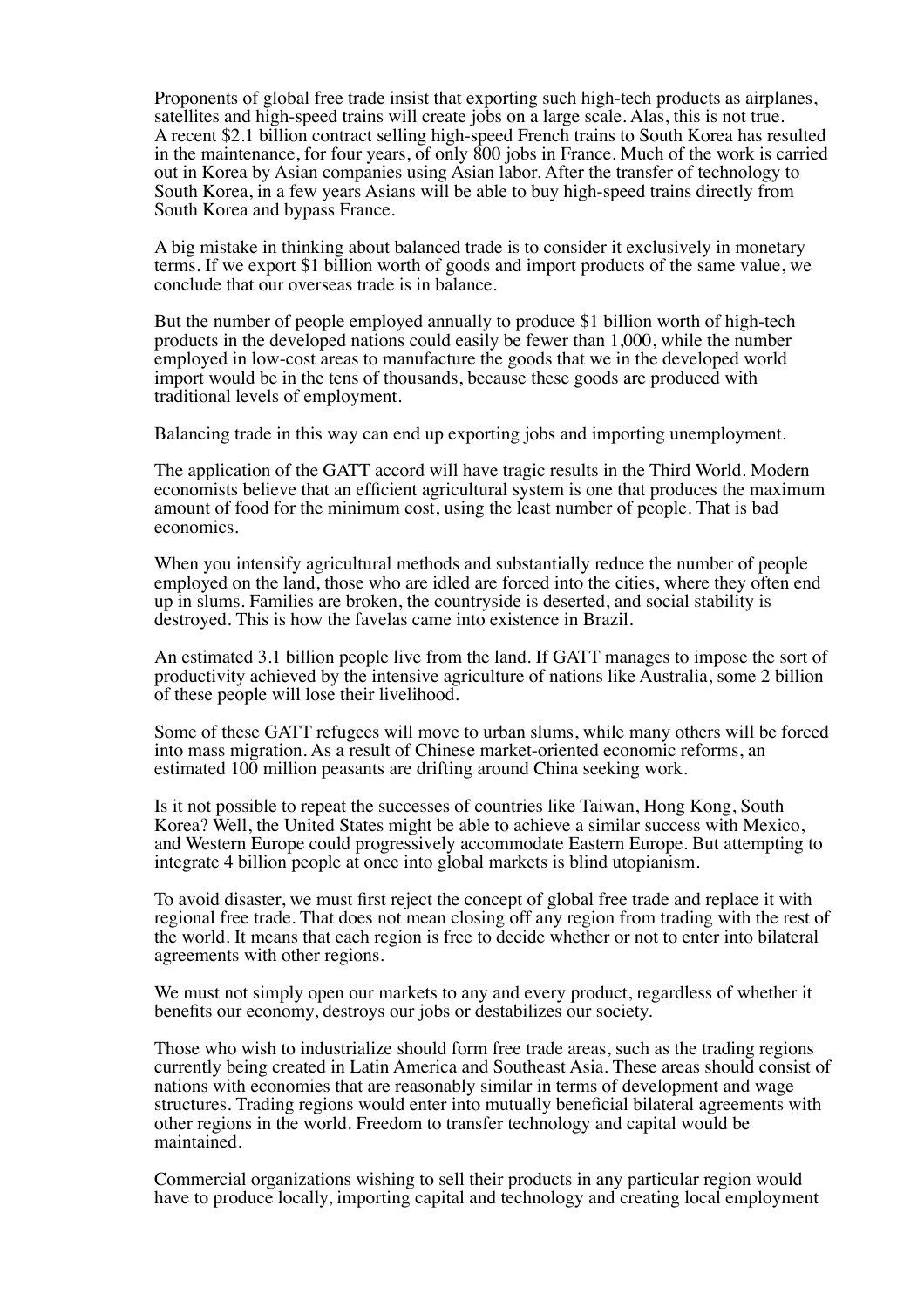Proponents of global free trade insist that exporting such high-tech products as airplanes, satellites and high-speed trains will create jobs on a large scale. Alas, this is not true. A recent $2.1 billion contract selling high-speed French trains to South Korea has resulted in the maintenance, for four years, of only 800 jobs in France. Much of the work is carried out in Korea by Asian companies using Asian labor. After the transfer of technology to South Korea, in a few years Asians will be able to buy high-speed trains directly from South Korea and bypass France.

A big mistake in thinking about balanced trade is to consider it exclusively in monetary terms. If we export $1 billion worth of goods and import products of the same value, we conclude that our overseas trade is in balance.

But the number of people employed annually to produce $1 billion worth of high-tech products in the developed nations could easily be fewer than 1,000, while the number employed in low-cost areas to manufacture the goods that we in the developed world import would be in the tens of thousands, because these goods are produced with traditional levels of employment.

Balancing trade in this way can end up exporting jobs and importing unemployment.

The application of the GATT accord will have tragic results in the Third World. Modern economists believe that an efficient agricultural system is one that produces the maximum amount of food for the minimum cost, using the least number of people. That is bad economics.

When you intensify agricultural methods and substantially reduce the number of people employed on the land, those who are idled are forced into the cities, where they often end up in slums. Families are broken, the countryside is deserted, and social stability is destroyed. This is how the favelas came into existence in Brazil.

An estimated 3.1 billion people live from the land. If GATT manages to impose the sort of productivity achieved by the intensive agriculture of nations like Australia, some 2 billion of these people will lose their livelihood.

Some of these GATT refugees will move to urban slums, while many others will be forced into mass migration. As a result of Chinese market-oriented economic reforms, an estimated 100 million peasants are drifting around China seeking work.

Is it not possible to repeat the successes of countries like Taiwan, Hong Kong, South Korea? Well, the United States might be able to achieve a similar success with Mexico, and Western Europe could progressively accommodate Eastern Europe. But attempting to integrate 4 billion people at once into global markets is blind utopianism.

To avoid disaster, we must first reject the concept of global free trade and replace it with regional free trade. That does not mean closing off any region from trading with the rest of the world. It means that each region is free to decide whether or not to enter into bilateral agreements with other regions.

We must not simply open our markets to any and every product, regardless of whether it benefits our economy, destroys our jobs or destabilizes our society.

Those who wish to industrialize should form free trade areas, such as the trading regions currently being created in Latin America and Southeast Asia. These areas should consist of nations with economies that are reasonably similar in terms of development and wage structures. Trading regions would enter into mutually beneficial bilateral agreements with other regions in the world. Freedom to transfer technology and capital would be maintained.

Commercial organizations wishing to sell their products in any particular region would have to produce locally, importing capital and technology and creating local employment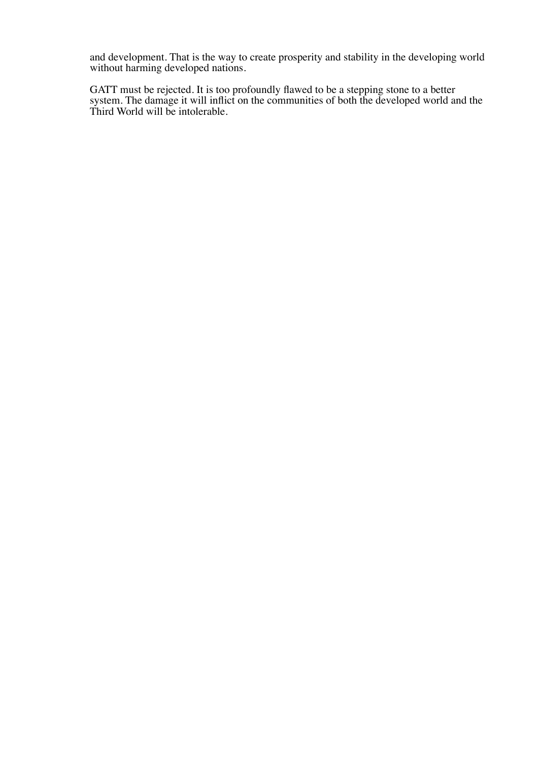and development. That is the way to create prosperity and stability in the developing world without harming developed nations.

GATT must be rejected. It is too profoundly flawed to be a stepping stone to a better system. The damage it will inflict on the communities of both the developed world and the Third World will be intolerable.